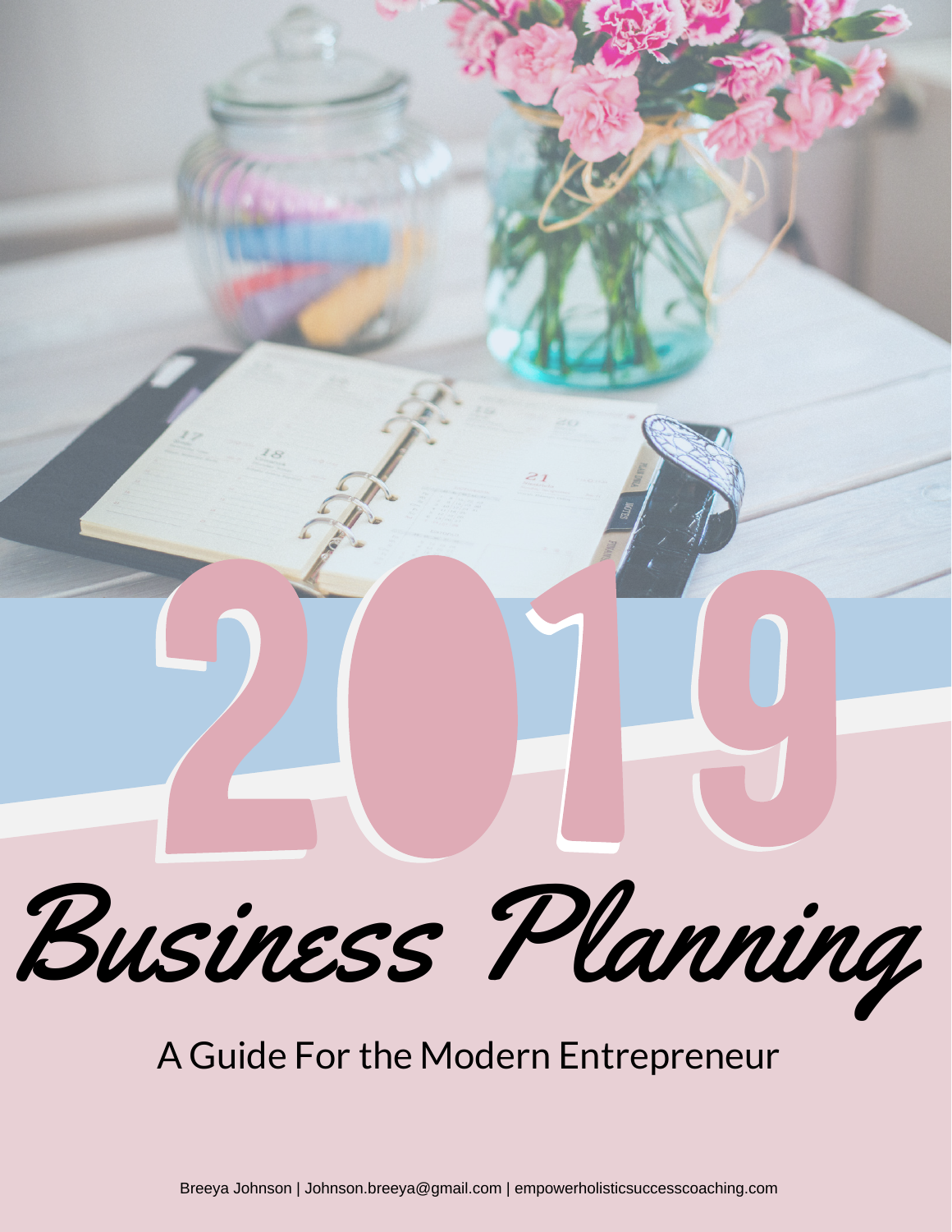# 2019 Business Planning

A Guide For the Modern Entrepreneur

Breeya Johnson | Johnson.breeya@gmail.com | empowerholisticsuccesscoaching.com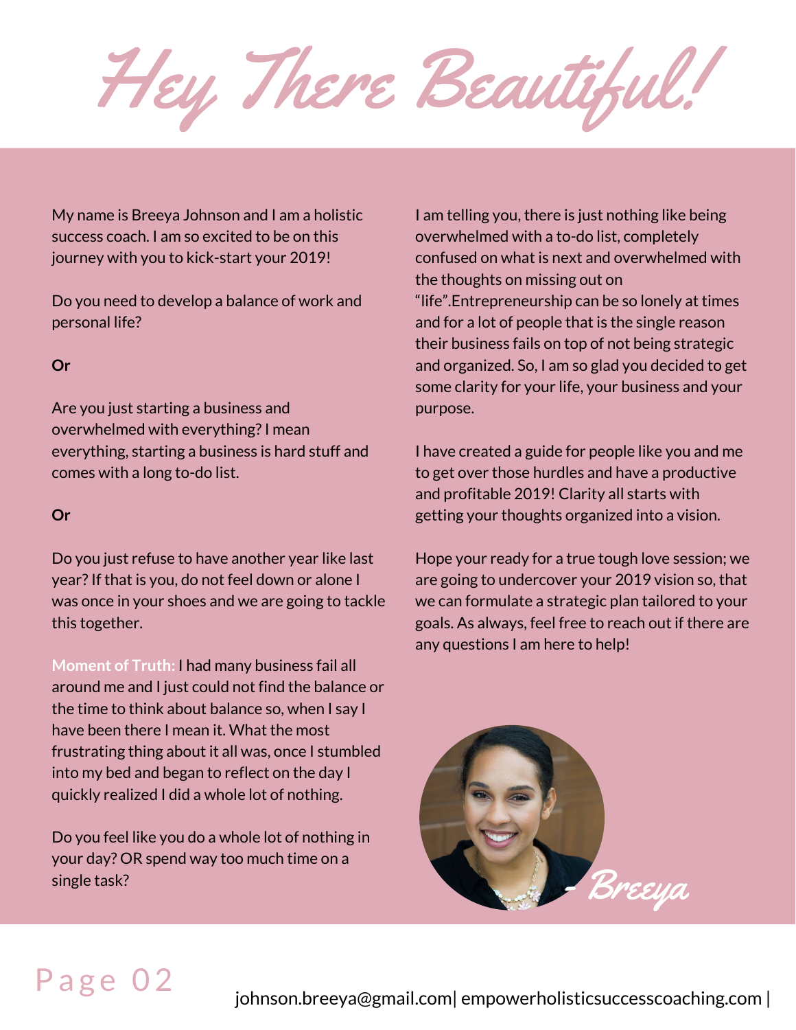# Hey There Beautiful!

My name is Breeya Johnson and I am a holistic success coach. I am so excited to be on this journey with you to kick-start your 2019!

Do you need to develop a balance of work and personal life?

**Or**

Are you just starting a business and overwhelmed with everything? I mean everything, starting a business is hard stuff and comes with a long to-do list.

**Or**

Do you just refuse to have another year like last year? If that is you, do not feel down or alone I was once in your shoes and we are going to tackle this together.

**Moment of Truth:** I had many business fail all around me and I just could not find the balance or the time to think about balance so, when I say I have been there I mean it. What the most frustrating thing about it all was, once I stumbled into my bed and began to reflect on the day I quickly realized I did a whole lot of nothing.

Do you feel like you do a whole lot of nothing in your day? OR spend way too much time on a single task?

I am telling you, there is just nothing like being overwhelmed with a to-do list, completely confused on what is next and overwhelmed with the thoughts on missing out on "life".Entrepreneurship can be so lonely at times and for a lot of people that is the single reason their business fails on top of not being strategic and organized. So, I am so glad you decided to get some clarity for your life, your business and your purpose.

I have created a guide for people like you and me to get over those hurdles and have a productive and profitable 2019! Clarity all starts with getting your thoughts organized into a vision.

Hope your ready for a true tough love session; we are going to undercover your 2019 vision so, that we can formulate a strategic plan tailored to your goals. As always, feel free to reach out if there are any questions I am here to help!

- Breeya

johnson.breeya@gmail.com| empowerholisticsuccesscoaching.com |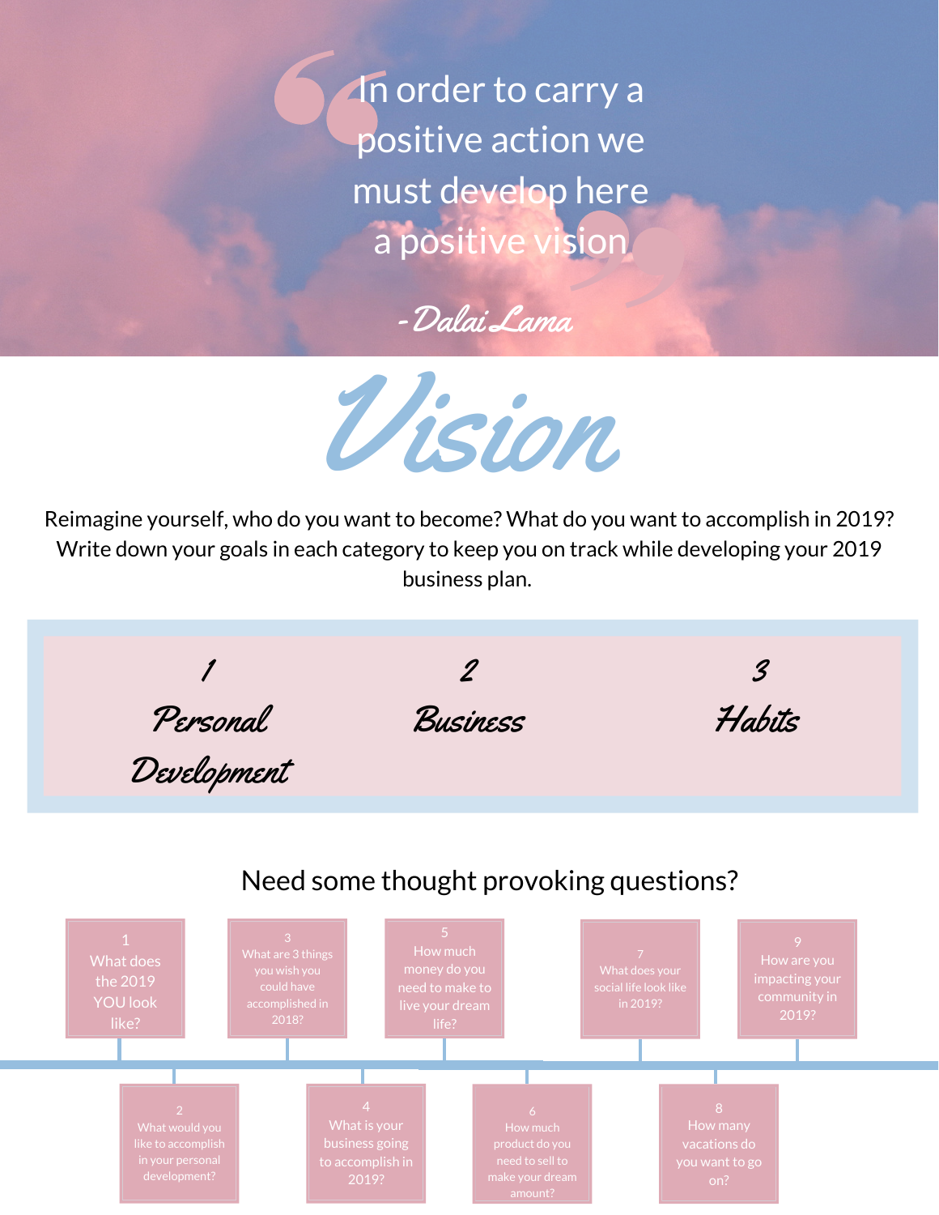> "In order to carry a positive action we must develop here a positive vision"
>
> *- Dalai Lama*

# Vision

Reimagine yourself, who do you want to become? What do you want to accomplish in 2019? Write down your goals in each category to keep you on track while developing your 2019 business plan.

| 1 Personal Development | 2 Business | 3 Habits |
|---|---|---|

## Need some thought provoking questions?

1. What does the 2019 YOU look like?
2. What would you like to accomplish in your personal development?
3. What are 3 things you wish you could have accomplished in 2018?
4. What is your business going to accomplish in 2019?
5. How much money do you need to make to live your dream life?
6. How much product do you need to sell to make your dream amount?
7. What does your social life look like in 2019?
8. How many vacations do you want to go on?
9. How are you impacting your community in 2019?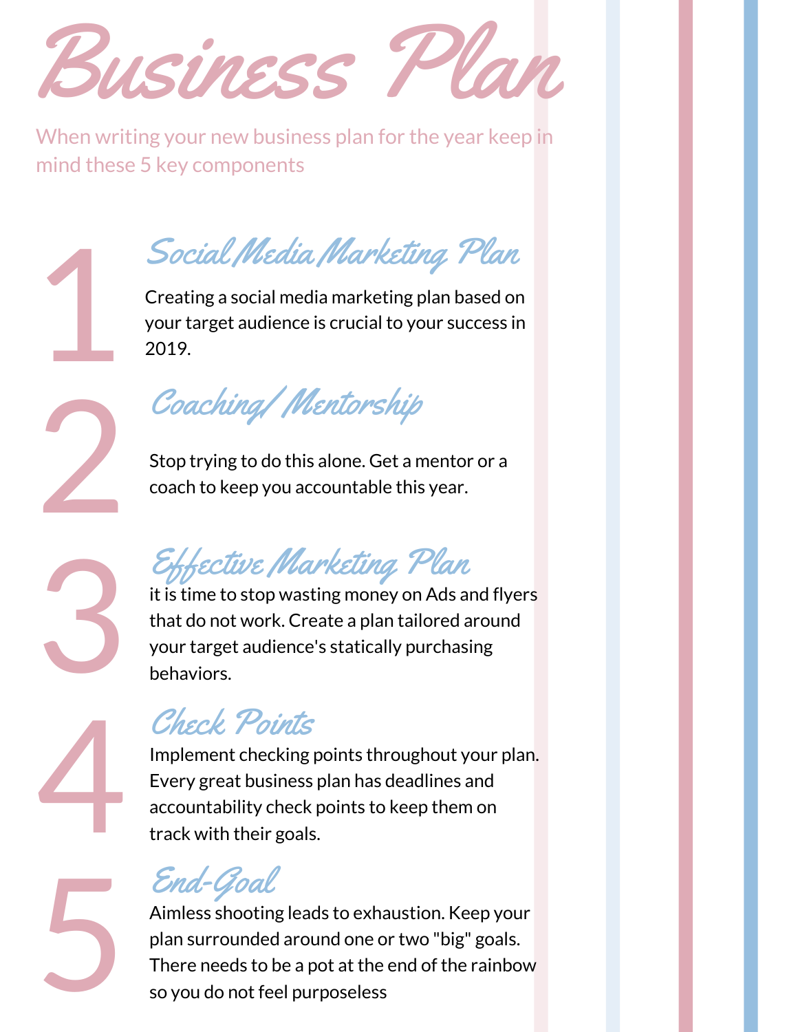# Business Plan

When writing your new business plan for the year keep in mind these 5 key components

## 1 Social Media Marketing Plan

Creating a social media marketing plan based on your target audience is crucial to your success in 2019.

## 2 Coaching/ Mentorship

Stop trying to do this alone. Get a mentor or a coach to keep you accountable this year.

## 3 Effective Marketing Plan

it is time to stop wasting money on Ads and flyers that do not work. Create a plan tailored around your target audience's statically purchasing behaviors.

## 4 Check Points

Implement checking points throughout your plan. Every great business plan has deadlines and accountability check points to keep them on track with their goals.

## 5 End-Goal

Aimless shooting leads to exhaustion. Keep your plan surrounded around one or two "big" goals. There needs to be a pot at the end of the rainbow so you do not feel purposeless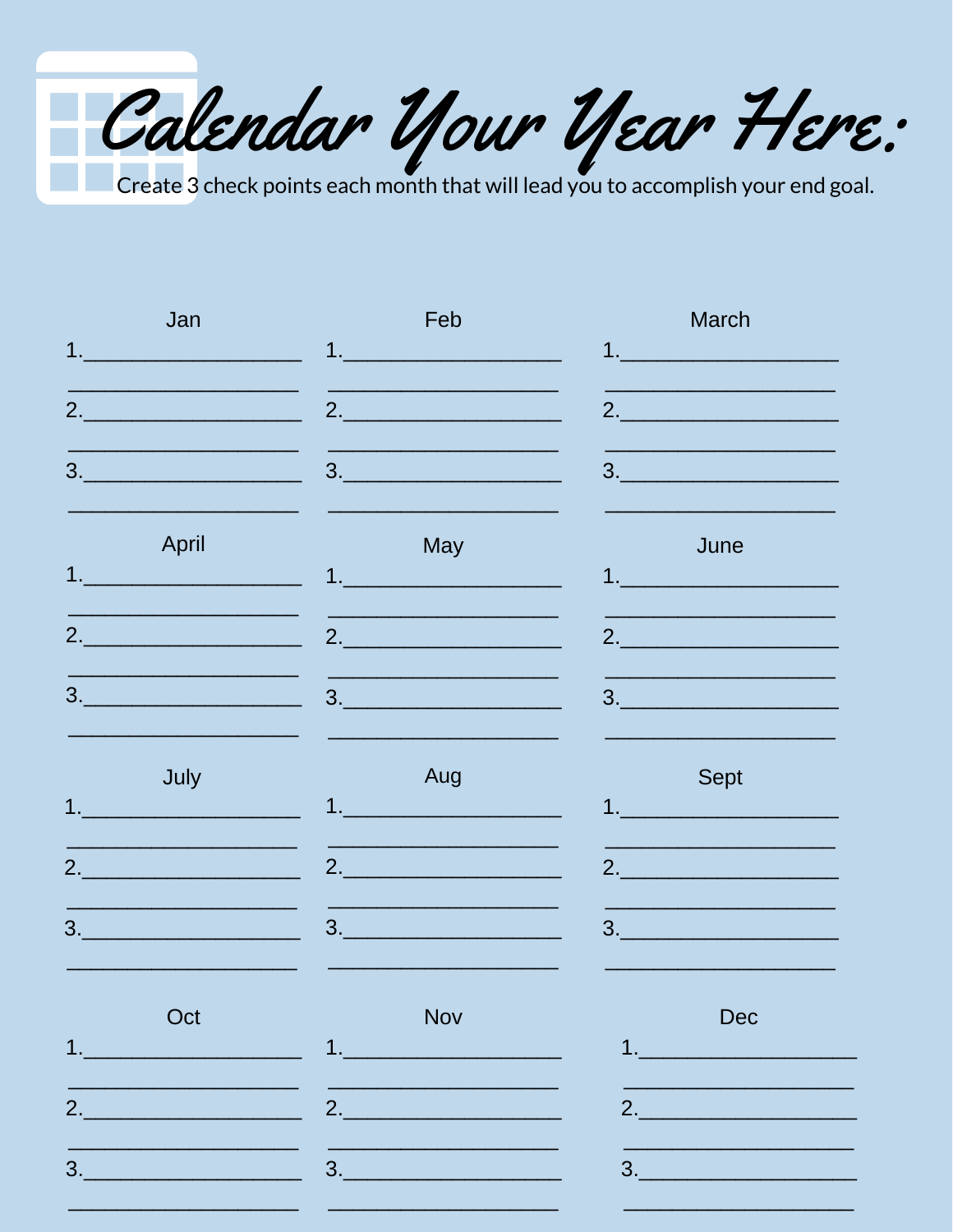# Calendar Your Year Here:

Create 3 check points each month that will lead you to accomplish your end goal.

### Jan

1.___________________
___________________

2.___________________
___________________

3.___________________
___________________

### Feb

1.___________________
___________________

2.___________________
___________________

3.___________________
___________________

### March

1.___________________
___________________

2.___________________
___________________

3.___________________
___________________

### April

1.___________________
___________________

2.___________________
___________________

3.___________________
___________________

### May

1.___________________
___________________

2.___________________
___________________

3.___________________
___________________

### June

1.___________________
___________________

2.___________________
___________________

3.___________________
___________________

### July

1.___________________
___________________

2.___________________
___________________

3.___________________
___________________

### Aug

1.___________________
___________________

2.___________________
___________________

3.___________________
___________________

### Sept

1.___________________
___________________

2.___________________
___________________

3.___________________
___________________

### Oct

1.___________________
___________________

2.___________________
___________________

3.___________________
___________________

### Nov

1.___________________
___________________

2.___________________
___________________

3.___________________
___________________

### Dec

1.___________________
___________________

2.___________________
___________________

3.___________________
___________________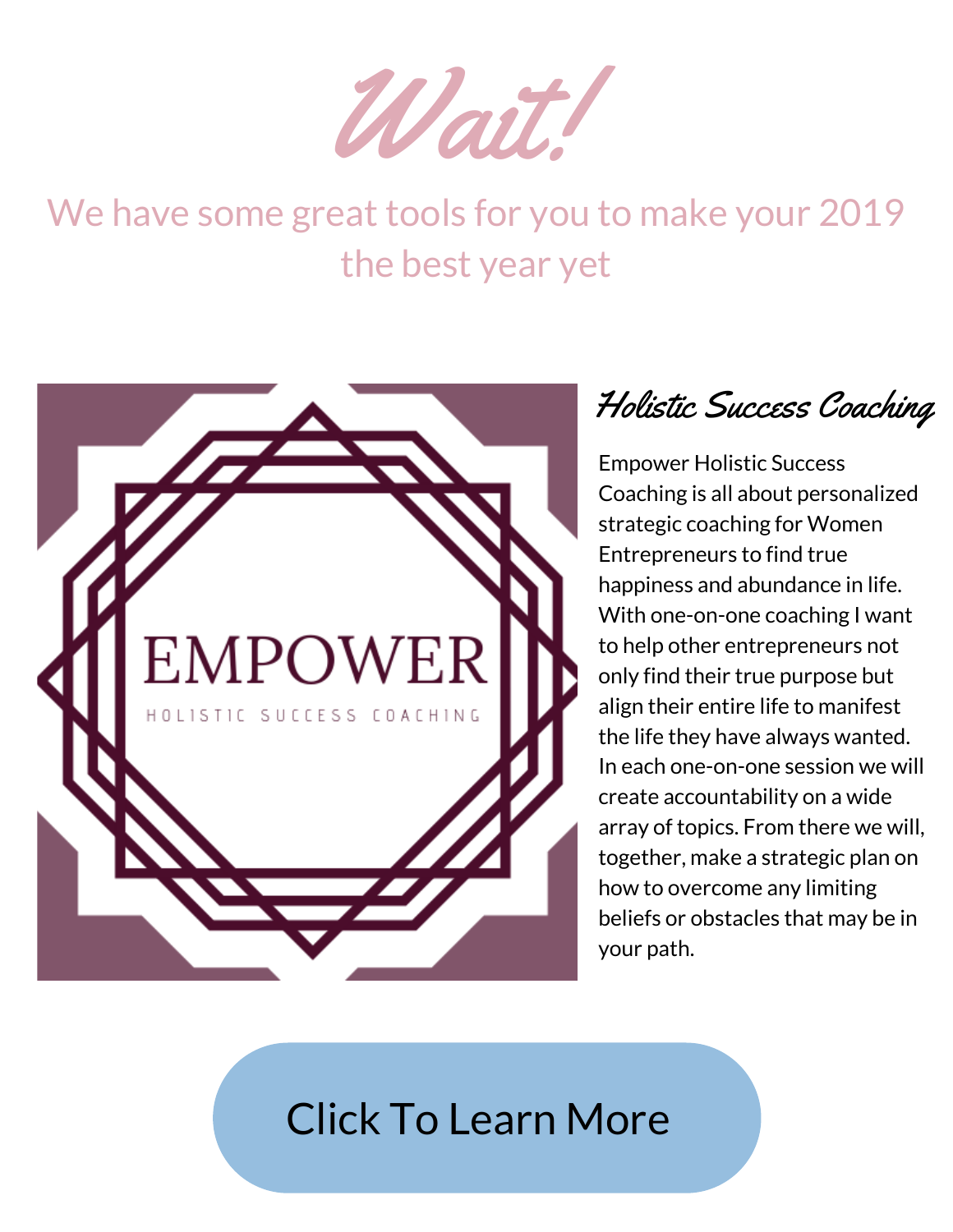# Wait!

We have some great tools for you to make your 2019 the best year yet

EMPOWER

HOLISTIC SUCCESS COACHING

## *Holistic Success Coaching*

Empower Holistic Success Coaching is all about personalized strategic coaching for Women Entrepreneurs to find true happiness and abundance in life. With one-on-one coaching I want to help other entrepreneurs not only find their true purpose but align their entire life to manifest the life they have always wanted. In each one-on-one session we will create accountability on a wide array of topics. From there we will, together, make a strategic plan on how to overcome any limiting beliefs or obstacles that may be in your path.

Click To Learn More